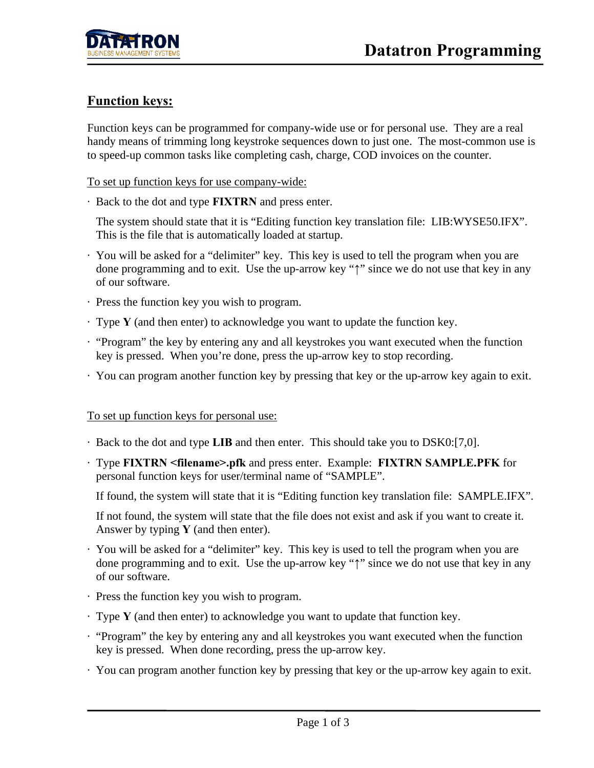## Function keys:

Function keys can be programmed for company-wide use or for personal use. They are a real handy means of trimming long keystroke sequences down to just one. The most-common use is to speed-up common tasks like completing cash, charge, COD invoices on the counter.

To set up function keys for use company-wide:

- Back to the dot and type **FIXTRN** and press enter.

  The system should state that it is "Editing function key translation file: LIB:WYSE50.IFX". This is the file that is automatically loaded at startup.

- You will be asked for a "delimiter" key. This key is used to tell the program when you are done programming and to exit. Use the up-arrow key "↑" since we do not use that key in any of our software.
- Press the function key you wish to program.
- Type **Y** (and then enter) to acknowledge you want to update the function key.
- "Program" the key by entering any and all keystrokes you want executed when the function key is pressed. When you're done, press the up-arrow key to stop recording.
- You can program another function key by pressing that key or the up-arrow key again to exit.

To set up function keys for personal use:

- Back to the dot and type **LIB** and then enter. This should take you to DSK0:[7,0].
- Type **FIXTRN <filename>.pfk** and press enter. Example: **FIXTRN SAMPLE.PFK** for personal function keys for user/terminal name of "SAMPLE".

  If found, the system will state that it is "Editing function key translation file: SAMPLE.IFX".

  If not found, the system will state that the file does not exist and ask if you want to create it. Answer by typing **Y** (and then enter).

- You will be asked for a "delimiter" key. This key is used to tell the program when you are done programming and to exit. Use the up-arrow key "↑" since we do not use that key in any of our software.
- Press the function key you wish to program.
- Type **Y** (and then enter) to acknowledge you want to update that function key.
- "Program" the key by entering any and all keystrokes you want executed when the function key is pressed. When done recording, press the up-arrow key.
- You can program another function key by pressing that key or the up-arrow key again to exit.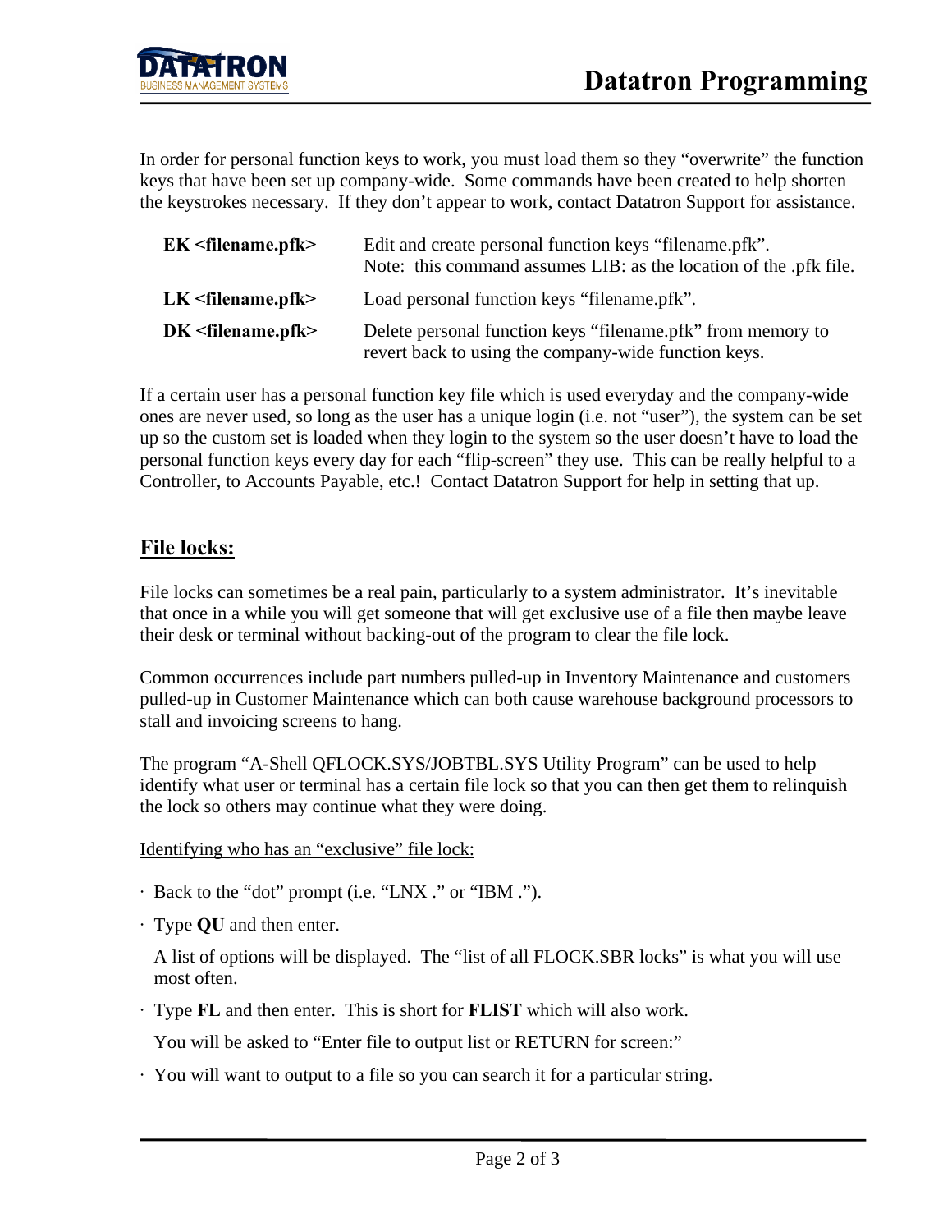In order for personal function keys to work, you must load them so they "overwrite" the function keys that have been set up company-wide. Some commands have been created to help shorten the keystrokes necessary. If they don't appear to work, contact Datatron Support for assistance.

| | |
|---|---|
| **EK <filename.pfk>** | Edit and create personal function keys "filename.pfk". Note: this command assumes LIB: as the location of the .pfk file. |
| **LK <filename.pfk>** | Load personal function keys "filename.pfk". |
| **DK <filename.pfk>** | Delete personal function keys "filename.pfk" from memory to revert back to using the company-wide function keys. |

If a certain user has a personal function key file which is used everyday and the company-wide ones are never used, so long as the user has a unique login (i.e. not "user"), the system can be set up so the custom set is loaded when they login to the system so the user doesn't have to load the personal function keys every day for each "flip-screen" they use. This can be really helpful to a Controller, to Accounts Payable, etc.! Contact Datatron Support for help in setting that up.

## File locks:

File locks can sometimes be a real pain, particularly to a system administrator. It's inevitable that once in a while you will get someone that will get exclusive use of a file then maybe leave their desk or terminal without backing-out of the program to clear the file lock.

Common occurrences include part numbers pulled-up in Inventory Maintenance and customers pulled-up in Customer Maintenance which can both cause warehouse background processors to stall and invoicing screens to hang.

The program "A-Shell QFLOCK.SYS/JOBTBL.SYS Utility Program" can be used to help identify what user or terminal has a certain file lock so that you can then get them to relinquish the lock so others may continue what they were doing.

Identifying who has an "exclusive" file lock:

- Back to the "dot" prompt (i.e. "LNX ." or "IBM .").
- Type **QU** and then enter.

  A list of options will be displayed. The "list of all FLOCK.SBR locks" is what you will use most often.
- Type **FL** and then enter. This is short for **FLIST** which will also work.

  You will be asked to "Enter file to output list or RETURN for screen:"
- You will want to output to a file so you can search it for a particular string.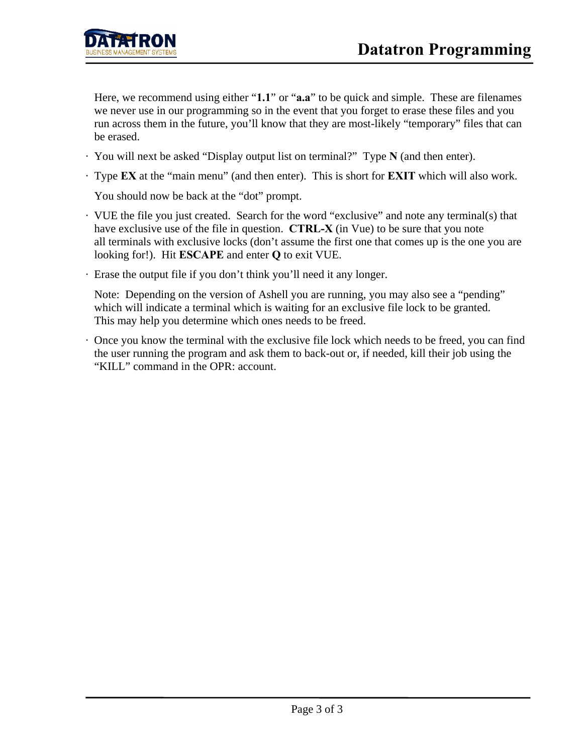Here, we recommend using either "**1.1**" or "**a.a**" to be quick and simple. These are filenames we never use in our programming so in the event that you forget to erase these files and you run across them in the future, you'll know that they are most-likely "temporary" files that can be erased.

- You will next be asked "Display output list on terminal?" Type **N** (and then enter).
- Type **EX** at the "main menu" (and then enter). This is short for **EXIT** which will also work.

  You should now be back at the "dot" prompt.

- VUE the file you just created. Search for the word "exclusive" and note any terminal(s) that have exclusive use of the file in question. **CTRL-X** (in Vue) to be sure that you note all terminals with exclusive locks (don't assume the first one that comes up is the one you are looking for!). Hit **ESCAPE** and enter **Q** to exit VUE.
- Erase the output file if you don't think you'll need it any longer.

  Note: Depending on the version of Ashell you are running, you may also see a "pending" which will indicate a terminal which is waiting for an exclusive file lock to be granted. This may help you determine which ones needs to be freed.

- Once you know the terminal with the exclusive file lock which needs to be freed, you can find the user running the program and ask them to back-out or, if needed, kill their job using the "KILL" command in the OPR: account.